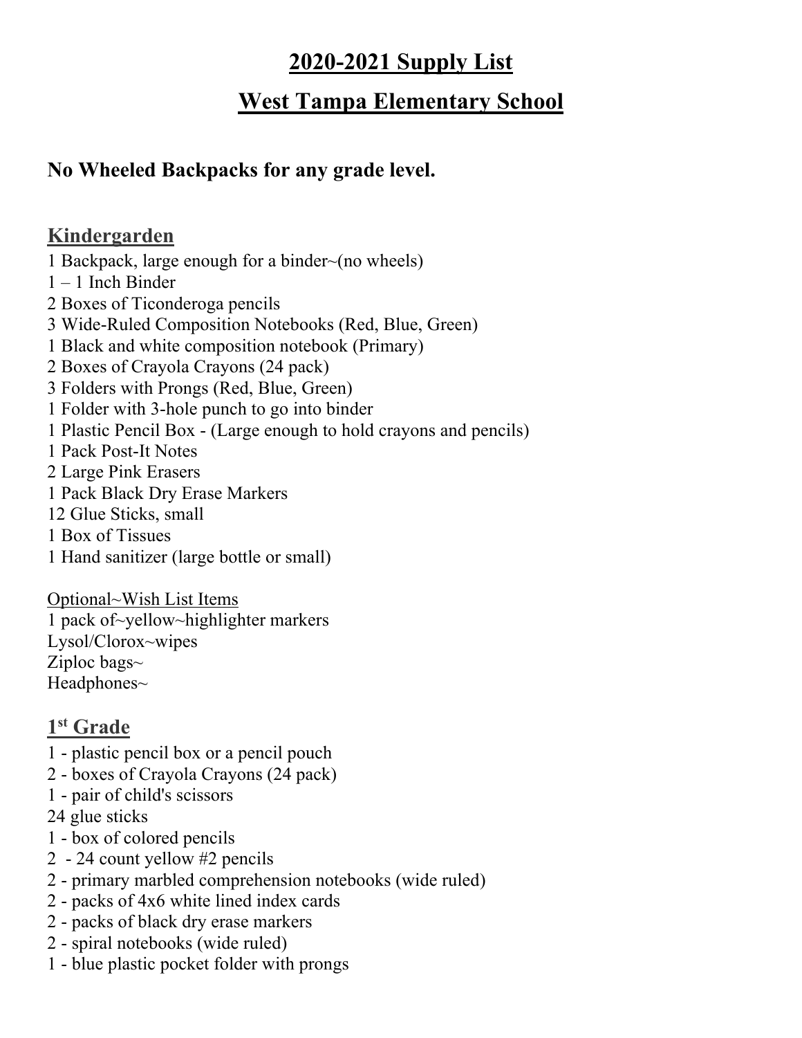# 2020-2021 Supply List

# West Tampa Elementary School

**No Wheeled Backpacks for any grade level.**

## Kindergarden

1 Backpack, large enough for a binder~(no wheels)
1 – 1 Inch Binder
2 Boxes of Ticonderoga pencils
3 Wide-Ruled Composition Notebooks (Red, Blue, Green)
1 Black and white composition notebook (Primary)
2 Boxes of Crayola Crayons (24 pack)
3 Folders with Prongs (Red, Blue, Green)
1 Folder with 3-hole punch to go into binder
1 Plastic Pencil Box - (Large enough to hold crayons and pencils)
1 Pack Post-It Notes
2 Large Pink Erasers
1 Pack Black Dry Erase Markers
12 Glue Sticks, small
1 Box of Tissues
1 Hand sanitizer (large bottle or small)

Optional~Wish List Items
1 pack of~yellow~highlighter markers
Lysol/Clorox~wipes
Ziploc bags~
Headphones~

## 1st Grade

1 - plastic pencil box or a pencil pouch
2 - boxes of Crayola Crayons (24 pack)
1 - pair of child's scissors
24 glue sticks
1 - box of colored pencils
2 - 24 count yellow #2 pencils
2 - primary marbled comprehension notebooks (wide ruled)
2 - packs of 4x6 white lined index cards
2 - packs of black dry erase markers
2 - spiral notebooks (wide ruled)
1 - blue plastic pocket folder with prongs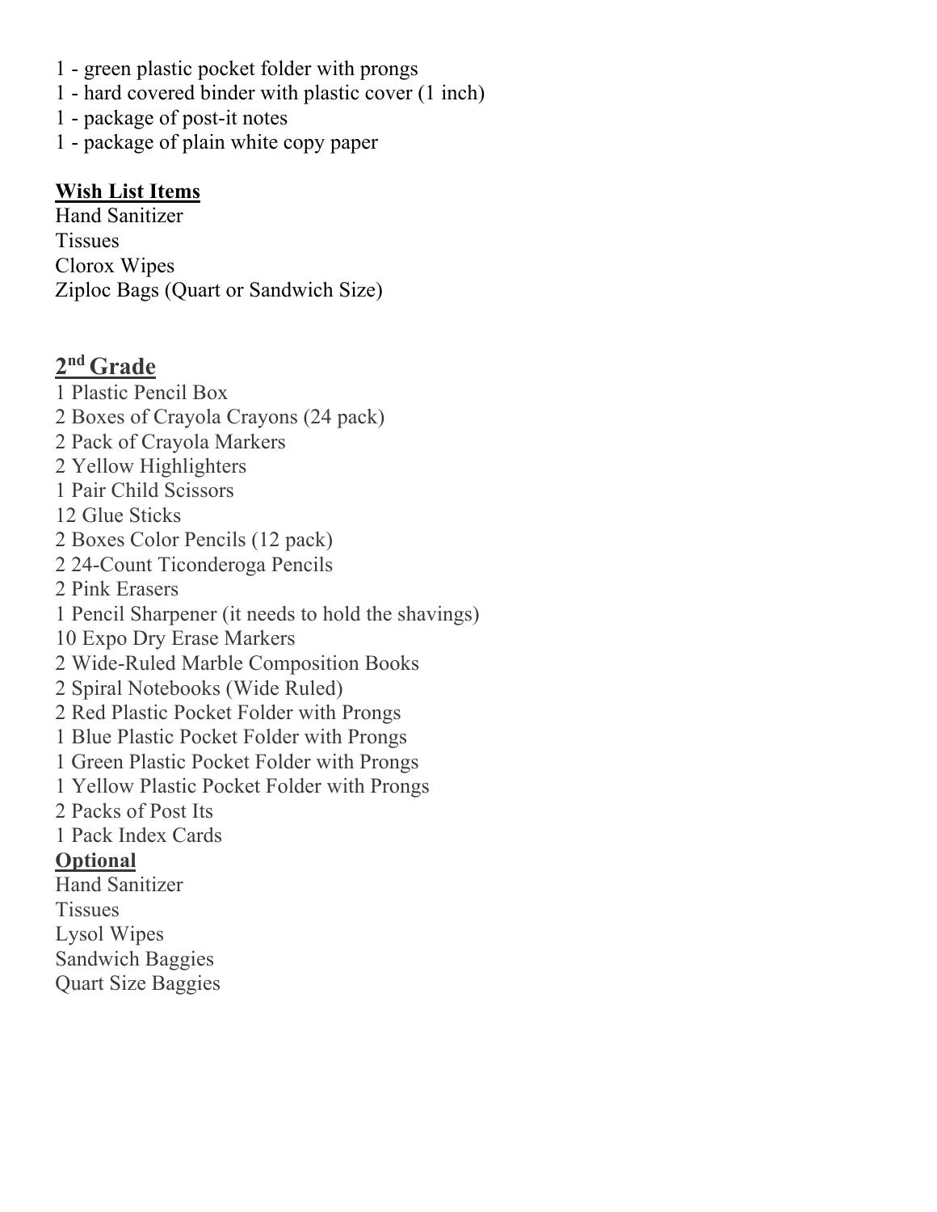1 - green plastic pocket folder with prongs
1 - hard covered binder with plastic cover (1 inch)
1 - package of post-it notes
1 - package of plain white copy paper

**Wish List Items**

Hand Sanitizer
Tissues
Clorox Wipes
Ziploc Bags (Quart or Sandwich Size)

## 2nd Grade

1 Plastic Pencil Box
2 Boxes of Crayola Crayons (24 pack)
2 Pack of Crayola Markers
2 Yellow Highlighters
1 Pair Child Scissors
12 Glue Sticks
2 Boxes Color Pencils (12 pack)
2 24-Count Ticonderoga Pencils
2 Pink Erasers
1 Pencil Sharpener (it needs to hold the shavings)
10 Expo Dry Erase Markers
2 Wide-Ruled Marble Composition Books
2 Spiral Notebooks (Wide Ruled)
2 Red Plastic Pocket Folder with Prongs
1 Blue Plastic Pocket Folder with Prongs
1 Green Plastic Pocket Folder with Prongs
1 Yellow Plastic Pocket Folder with Prongs
2 Packs of Post Its
1 Pack Index Cards

**Optional**

Hand Sanitizer
Tissues
Lysol Wipes
Sandwich Baggies
Quart Size Baggies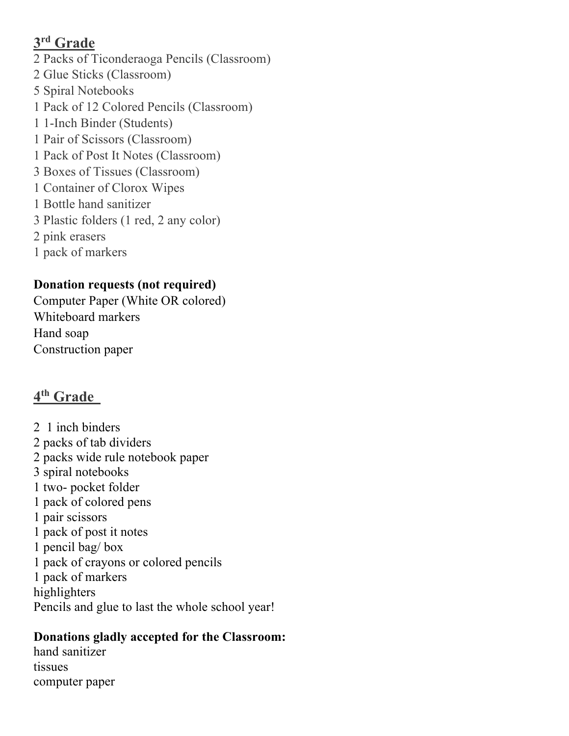## 3rd Grade

2 Packs of Ticonderaoga Pencils (Classroom)
2 Glue Sticks (Classroom)
5 Spiral Notebooks
1 Pack of 12 Colored Pencils (Classroom)
1 1-Inch Binder (Students)
1 Pair of Scissors (Classroom)
1 Pack of Post It Notes (Classroom)
3 Boxes of Tissues (Classroom)
1 Container of Clorox Wipes
1 Bottle hand sanitizer
3 Plastic folders (1 red, 2 any color)
2 pink erasers
1 pack of markers

**Donation requests (not required)**
Computer Paper (White OR colored)
Whiteboard markers
Hand soap
Construction paper

## 4th Grade

2 1 inch binders
2 packs of tab dividers
2 packs wide rule notebook paper
3 spiral notebooks
1 two- pocket folder
1 pack of colored pens
1 pair scissors
1 pack of post it notes
1 pencil bag/ box
1 pack of crayons or colored pencils
1 pack of markers
highlighters
Pencils and glue to last the whole school year!

**Donations gladly accepted for the Classroom:**
hand sanitizer
tissues
computer paper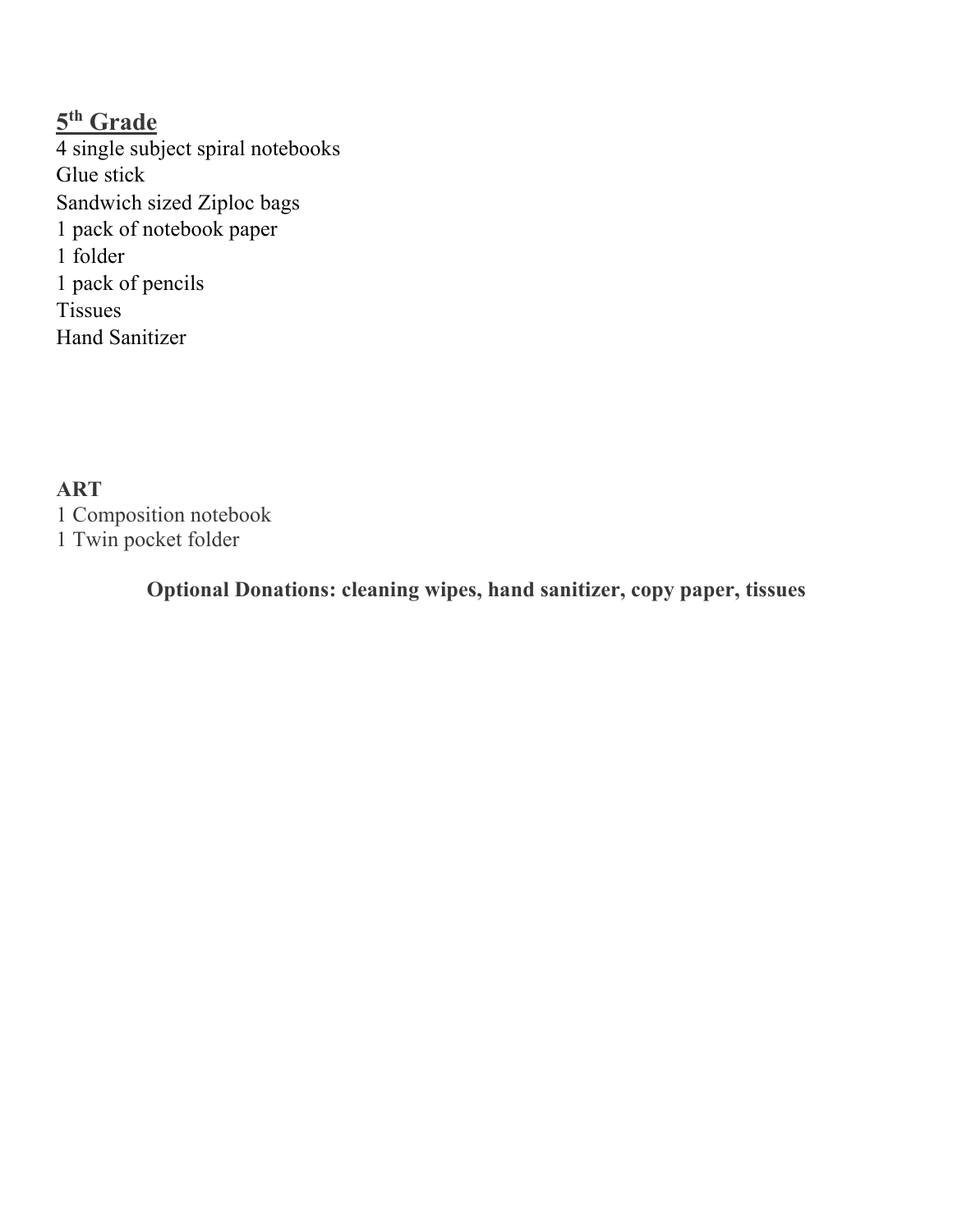## 5th Grade

4 single subject spiral notebooks
Glue stick
Sandwich sized Ziploc bags
1 pack of notebook paper
1 folder
1 pack of pencils
Tissues
Hand Sanitizer

**ART**

1 Composition notebook
1 Twin pocket folder

**Optional Donations: cleaning wipes, hand sanitizer, copy paper, tissues**